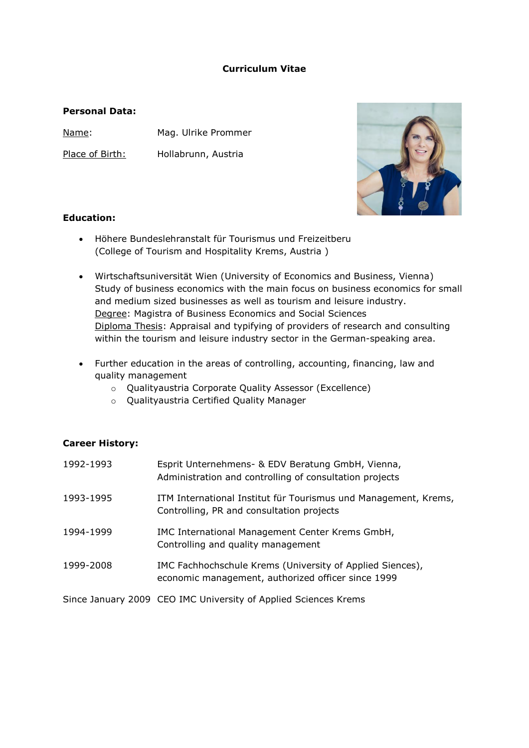# Curriculum Vitae

**Personal Data:**

Name: Mag. Ulrike Prommer

Place of Birth: Hollabrunn, Austria

**Education:**

- Höhere Bundeslehranstalt für Tourismus und Freizeitberu (College of Tourism and Hospitality Krems, Austria )
- Wirtschaftsuniversität Wien (University of Economics and Business, Vienna) Study of business economics with the main focus on business economics for small and medium sized businesses as well as tourism and leisure industry.
  Degree: Magistra of Business Economics and Social Sciences
  Diploma Thesis: Appraisal and typifying of providers of research and consulting within the tourism and leisure industry sector in the German-speaking area.
- Further education in the areas of controlling, accounting, financing, law and quality management
  - Qualityaustria Corporate Quality Assessor (Excellence)
  - Qualityaustria Certified Quality Manager

**Career History:**

| | |
|---|---|
| 1992-1993 | Esprit Unternehmens- & EDV Beratung GmbH, Vienna, Administration and controlling of consultation projects |
| 1993-1995 | ITM International Institut für Tourismus und Management, Krems, Controlling, PR and consultation projects |
| 1994-1999 | IMC International Management Center Krems GmbH, Controlling and quality management |
| 1999-2008 | IMC Fachhochschule Krems (University of Applied Siences), economic management, authorized officer since 1999 |
| Since January 2009 | CEO IMC University of Applied Sciences Krems |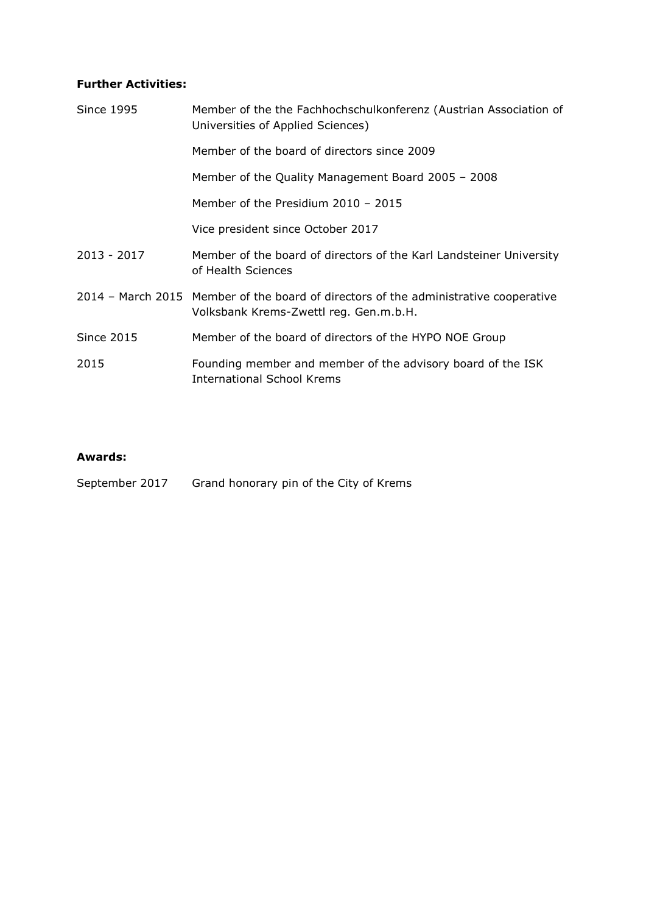**Further Activities:**

| | |
|---|---|
| Since 1995 | Member of the the Fachhochschulkonferenz (Austrian Association of Universities of Applied Sciences) |
| | Member of the board of directors since 2009 |
| | Member of the Quality Management Board 2005 – 2008 |
| | Member of the Presidium 2010 – 2015 |
| | Vice president since October 2017 |
| 2013 - 2017 | Member of the board of directors of the Karl Landsteiner University of Health Sciences |
| 2014 – March 2015 | Member of the board of directors of the administrative cooperative Volksbank Krems-Zwettl reg. Gen.m.b.H. |
| Since 2015 | Member of the board of directors of the HYPO NOE Group |
| 2015 | Founding member and member of the advisory board of the ISK International School Krems |

**Awards:**

| | |
|---|---|
| September 2017 | Grand honorary pin of the City of Krems |